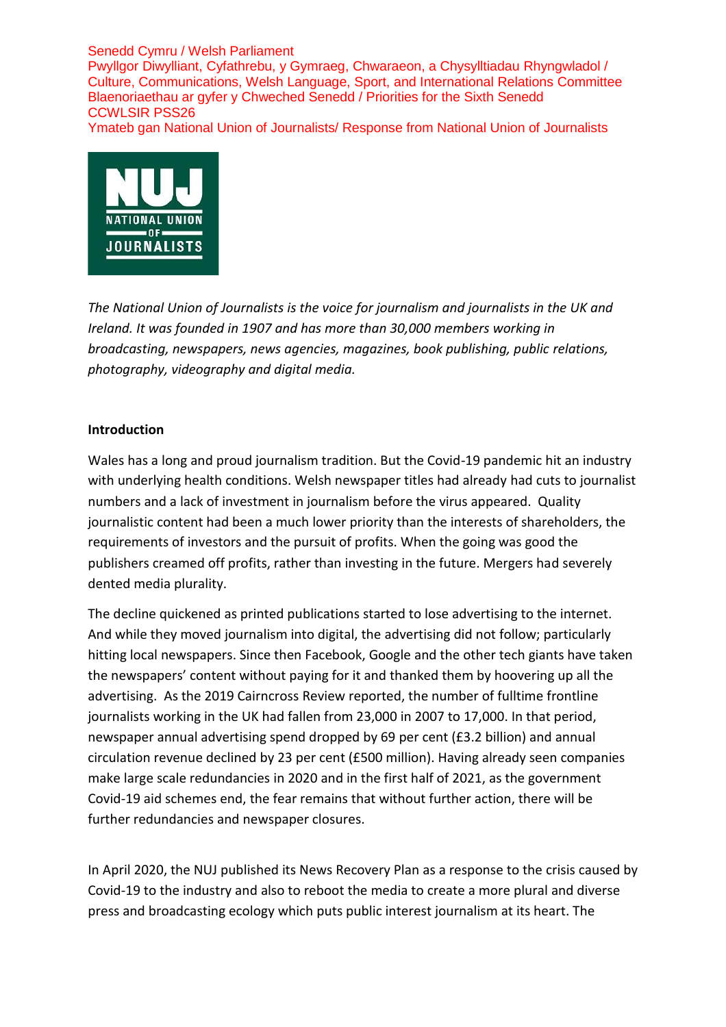Senedd Cymru / Welsh Parliament
Pwyllgor Diwylliant, Cyfathrebu, y Gymraeg, Chwaraeon, a Chysylltiadau Rhyngwladol / Culture, Communications, Welsh Language, Sport, and International Relations Committee
Blaenoriaethau ar gyfer y Chweched Senedd / Priorities for the Sixth Senedd
CCWLSIR PSS26
Ymateb gan National Union of Journalists/ Response from National Union of Journalists

NUJ NATIONAL UNION OF JOURNALISTS

*The National Union of Journalists is the voice for journalism and journalists in the UK and Ireland. It was founded in 1907 and has more than 30,000 members working in broadcasting, newspapers, news agencies, magazines, book publishing, public relations, photography, videography and digital media.*

**Introduction**

Wales has a long and proud journalism tradition. But the Covid-19 pandemic hit an industry with underlying health conditions. Welsh newspaper titles had already had cuts to journalist numbers and a lack of investment in journalism before the virus appeared. Quality journalistic content had been a much lower priority than the interests of shareholders, the requirements of investors and the pursuit of profits. When the going was good the publishers creamed off profits, rather than investing in the future. Mergers had severely dented media plurality.

The decline quickened as printed publications started to lose advertising to the internet. And while they moved journalism into digital, the advertising did not follow; particularly hitting local newspapers. Since then Facebook, Google and the other tech giants have taken the newspapers' content without paying for it and thanked them by hoovering up all the advertising. As the 2019 Cairncross Review reported, the number of fulltime frontline journalists working in the UK had fallen from 23,000 in 2007 to 17,000. In that period, newspaper annual advertising spend dropped by 69 per cent (£3.2 billion) and annual circulation revenue declined by 23 per cent (£500 million). Having already seen companies make large scale redundancies in 2020 and in the first half of 2021, as the government Covid-19 aid schemes end, the fear remains that without further action, there will be further redundancies and newspaper closures.

In April 2020, the NUJ published its News Recovery Plan as a response to the crisis caused by Covid-19 to the industry and also to reboot the media to create a more plural and diverse press and broadcasting ecology which puts public interest journalism at its heart. The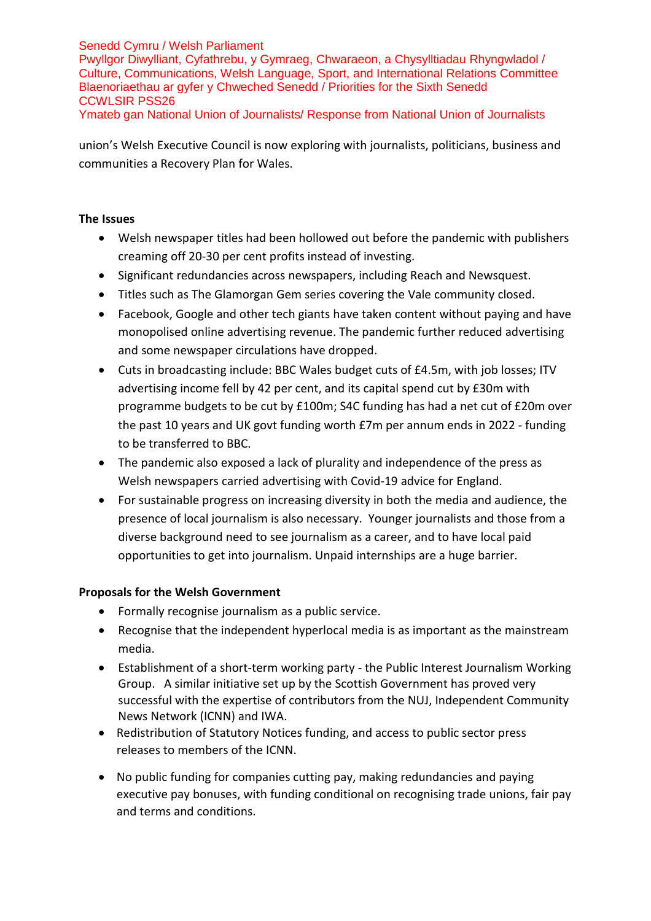union's Welsh Executive Council is now exploring with journalists, politicians, business and communities a Recovery Plan for Wales.

**The Issues**

- Welsh newspaper titles had been hollowed out before the pandemic with publishers creaming off 20-30 per cent profits instead of investing.
- Significant redundancies across newspapers, including Reach and Newsquest.
- Titles such as The Glamorgan Gem series covering the Vale community closed.
- Facebook, Google and other tech giants have taken content without paying and have monopolised online advertising revenue. The pandemic further reduced advertising and some newspaper circulations have dropped.
- Cuts in broadcasting include: BBC Wales budget cuts of £4.5m, with job losses; ITV advertising income fell by 42 per cent, and its capital spend cut by £30m with programme budgets to be cut by £100m; S4C funding has had a net cut of £20m over the past 10 years and UK govt funding worth £7m per annum ends in 2022 - funding to be transferred to BBC.
- The pandemic also exposed a lack of plurality and independence of the press as Welsh newspapers carried advertising with Covid-19 advice for England.
- For sustainable progress on increasing diversity in both the media and audience, the presence of local journalism is also necessary. Younger journalists and those from a diverse background need to see journalism as a career, and to have local paid opportunities to get into journalism. Unpaid internships are a huge barrier.

**Proposals for the Welsh Government**

- Formally recognise journalism as a public service.
- Recognise that the independent hyperlocal media is as important as the mainstream media.
- Establishment of a short-term working party - the Public Interest Journalism Working Group. A similar initiative set up by the Scottish Government has proved very successful with the expertise of contributors from the NUJ, Independent Community News Network (ICNN) and IWA.
- Redistribution of Statutory Notices funding, and access to public sector press releases to members of the ICNN.
- No public funding for companies cutting pay, making redundancies and paying executive pay bonuses, with funding conditional on recognising trade unions, fair pay and terms and conditions.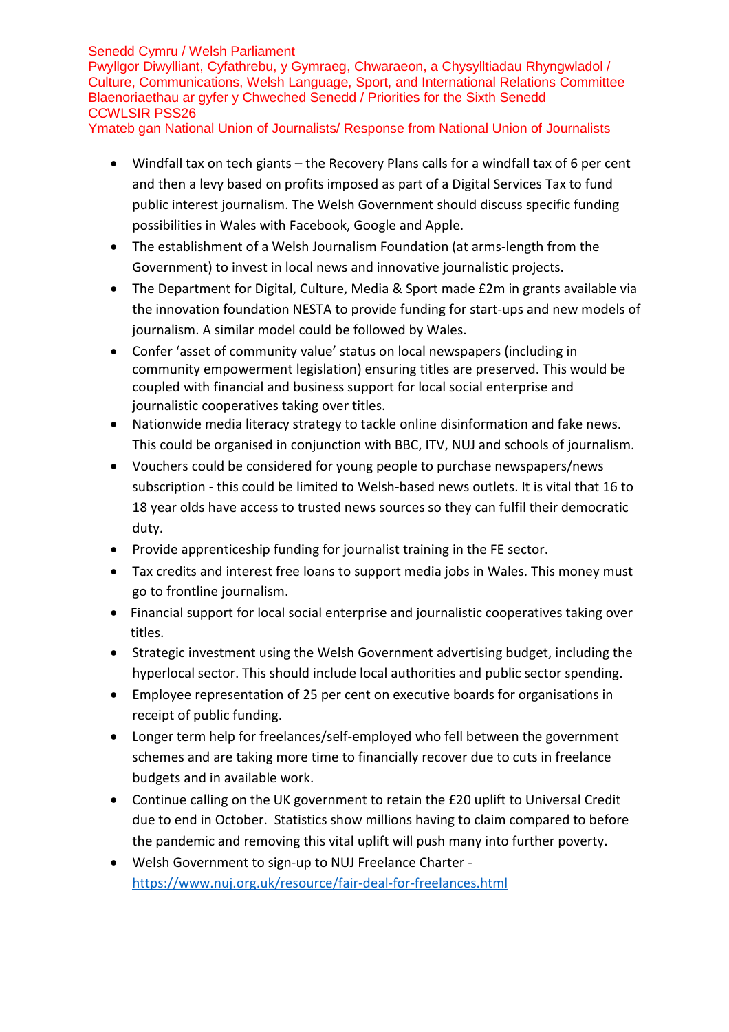- Windfall tax on tech giants – the Recovery Plans calls for a windfall tax of 6 per cent and then a levy based on profits imposed as part of a Digital Services Tax to fund public interest journalism. The Welsh Government should discuss specific funding possibilities in Wales with Facebook, Google and Apple.
- The establishment of a Welsh Journalism Foundation (at arms-length from the Government) to invest in local news and innovative journalistic projects.
- The Department for Digital, Culture, Media & Sport made £2m in grants available via the innovation foundation NESTA to provide funding for start-ups and new models of journalism. A similar model could be followed by Wales.
- Confer 'asset of community value' status on local newspapers (including in community empowerment legislation) ensuring titles are preserved. This would be coupled with financial and business support for local social enterprise and journalistic cooperatives taking over titles.
- Nationwide media literacy strategy to tackle online disinformation and fake news. This could be organised in conjunction with BBC, ITV, NUJ and schools of journalism.
- Vouchers could be considered for young people to purchase newspapers/news subscription - this could be limited to Welsh-based news outlets. It is vital that 16 to 18 year olds have access to trusted news sources so they can fulfil their democratic duty.
- Provide apprenticeship funding for journalist training in the FE sector.
- Tax credits and interest free loans to support media jobs in Wales. This money must go to frontline journalism.
- Financial support for local social enterprise and journalistic cooperatives taking over titles.
- Strategic investment using the Welsh Government advertising budget, including the hyperlocal sector. This should include local authorities and public sector spending.
- Employee representation of 25 per cent on executive boards for organisations in receipt of public funding.
- Longer term help for freelances/self-employed who fell between the government schemes and are taking more time to financially recover due to cuts in freelance budgets and in available work.
- Continue calling on the UK government to retain the £20 uplift to Universal Credit due to end in October. Statistics show millions having to claim compared to before the pandemic and removing this vital uplift will push many into further poverty.
- Welsh Government to sign-up to NUJ Freelance Charter - https://www.nuj.org.uk/resource/fair-deal-for-freelances.html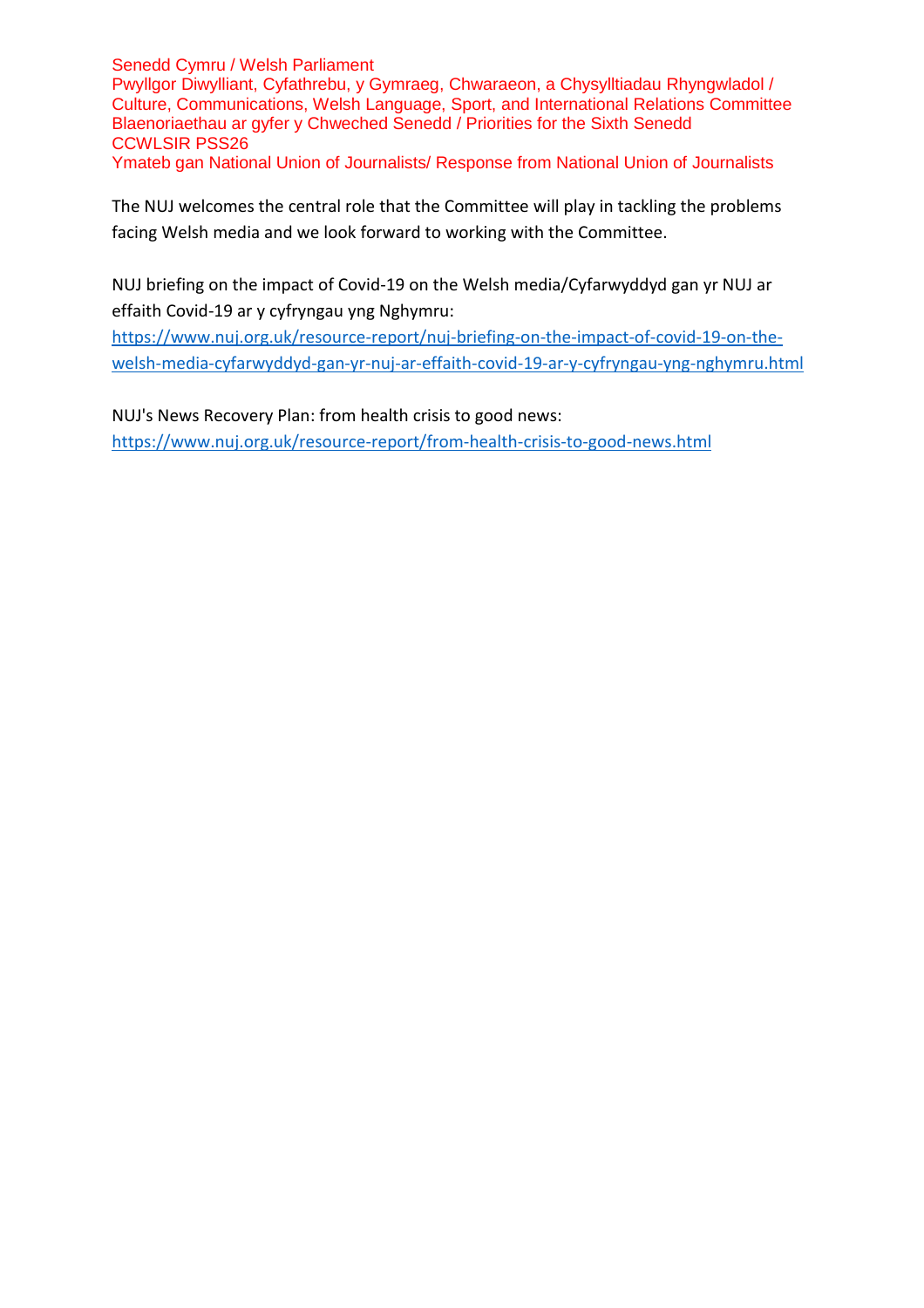Senedd Cymru / Welsh Parliament
Pwyllgor Diwylliant, Cyfathrebu, y Gymraeg, Chwaraeon, a Chysylltiadau Rhyngwladol / Culture, Communications, Welsh Language, Sport, and International Relations Committee
Blaenoriaethau ar gyfer y Chweched Senedd / Priorities for the Sixth Senedd
CCWLSIR PSS26
Ymateb gan National Union of Journalists/ Response from National Union of Journalists

The NUJ welcomes the central role that the Committee will play in tackling the problems facing Welsh media and we look forward to working with the Committee.

NUJ briefing on the impact of Covid-19 on the Welsh media/Cyfarwyddyd gan yr NUJ ar effaith Covid-19 ar y cyfryngau yng Nghymru:
https://www.nuj.org.uk/resource-report/nuj-briefing-on-the-impact-of-covid-19-on-the-welsh-media-cyfarwyddyd-gan-yr-nuj-ar-effaith-covid-19-ar-y-cyfryngau-yng-nghymru.html

NUJ's News Recovery Plan: from health crisis to good news:
https://www.nuj.org.uk/resource-report/from-health-crisis-to-good-news.html